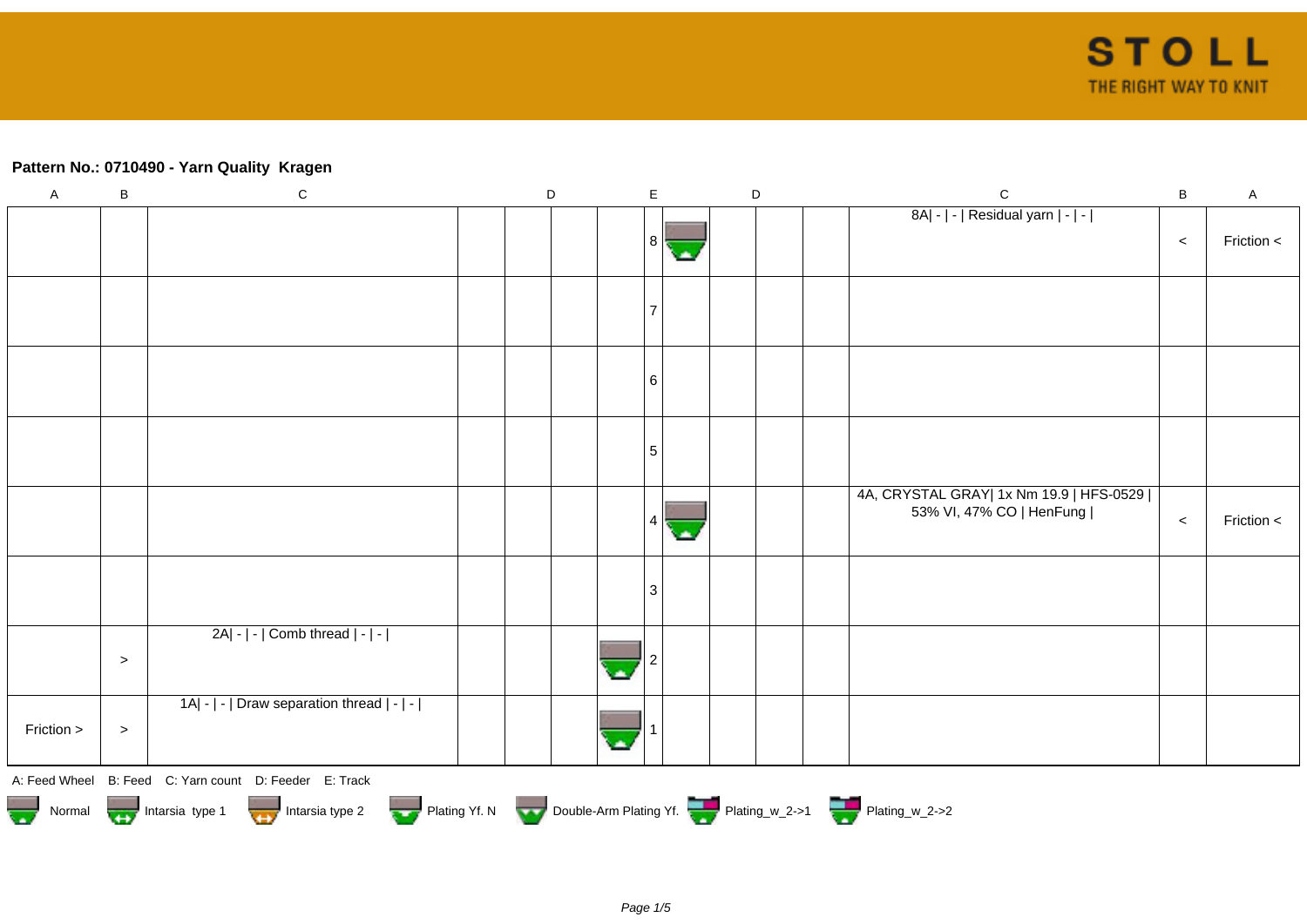**Pattern No.: 0710490 - Yarn Quality Kragen**

| A | B | C | D | D | D | D | E | D | D | D | C | B | A |
|---|---|---|---|---|---|---|---|---|---|---|---|---|---|
| | | | | | | | 8 | | | | 8A\| - \| - \| Residual yarn \| - \| - \| | < | Friction < |
| | | | | | | | 7 | | | | | | |
| | | | | | | | 6 | | | | | | |
| | | | | | | | 5 | | | | | | |
| | | | | | | | 4 | | | | 4A, CRYSTAL GRAY\| 1x Nm 19.9 \| HFS-0529 \| 53% VI, 47% CO \| HenFung \| | < | Friction < |
| | | | | | | | 3 | | | | | | |
| | > | 2A\| - \| - \| Comb thread \| - \| - \| | | | | | 2 | | | | | | |
| Friction > | > | 1A\| - \| - \| Draw separation thread \| - \| - \| | | | | | 1 | | | | | | |

A: Feed Wheel B: Feed C: Yarn count D: Feeder E: Track

Normal · Intarsia type 1 · Intarsia type 2 · Plating Yf. N · Double-Arm Plating Yf. · Plating_w_2->1 · Plating_w_2->2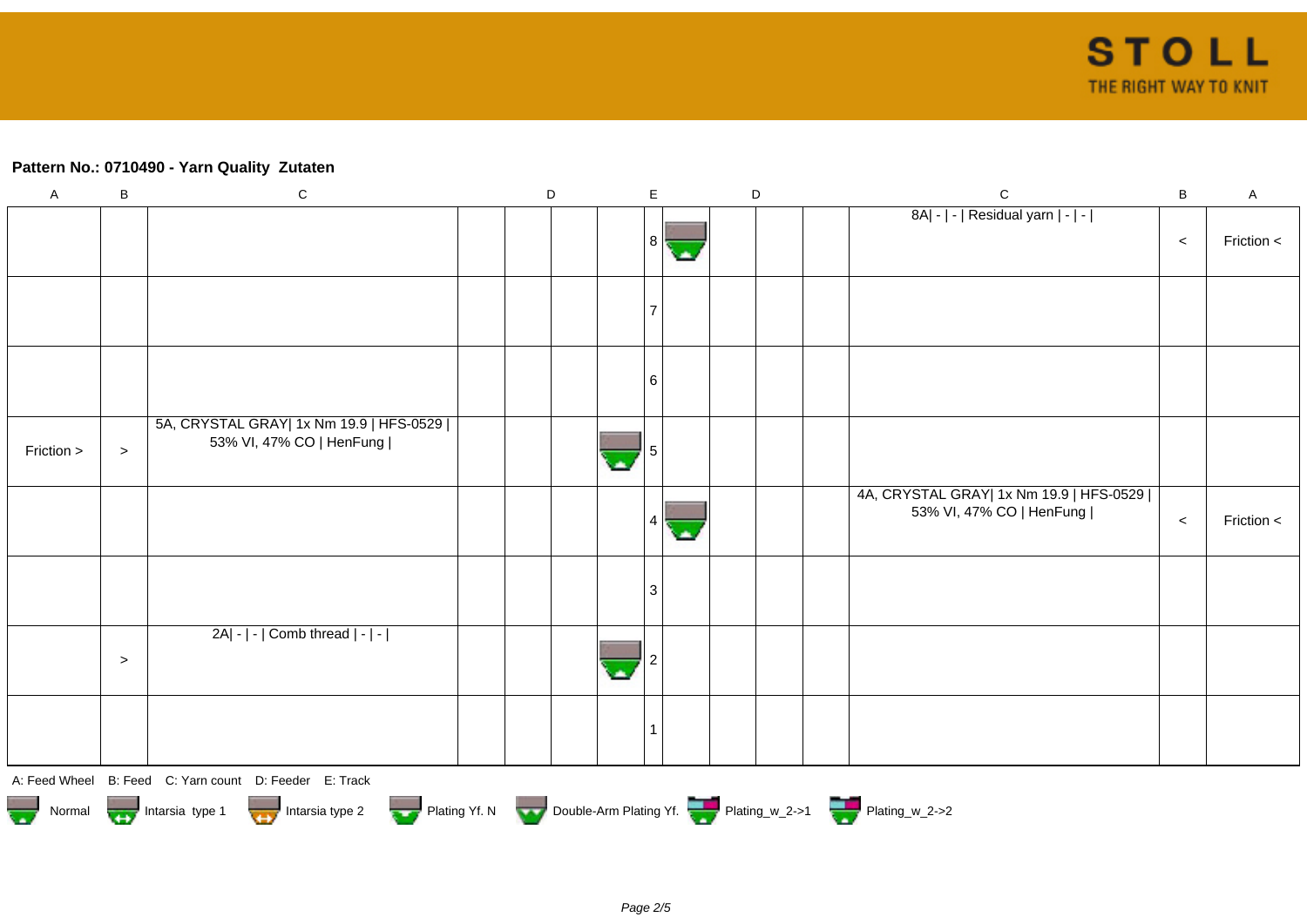**Pattern No.: 0710490 - Yarn Quality  Zutaten**

| A | B | C | D | | | | E | | D | | | C | B | A |
|---|---|---|---|---|---|---|---|---|---|---|---|---|---|---|
| | | | | | | | 8 | | | | | 8A\| - \| - \| Residual yarn \| - \| - \| | < | Friction < |
| | | | | | | | 7 | | | | | | | |
| | | | | | | | 6 | | | | | | | |
| Friction > | > | 5A, CRYSTAL GRAY\| 1x Nm 19.9 \| HFS-0529 \| 53% VI, 47% CO \| HenFung \| | | | | | 5 | | | | | | | |
| | | | | | | | 4 | | | | | 4A, CRYSTAL GRAY\| 1x Nm 19.9 \| HFS-0529 \| 53% VI, 47% CO \| HenFung \| | < | Friction < |
| | | | | | | | 3 | | | | | | | |
| | > | 2A\| - \| - \| Comb thread \| - \| - \| | | | | | 2 | | | | | | | |
| | | | | | | | 1 | | | | | | | |

A: Feed Wheel   B: Feed   C: Yarn count   D: Feeder   E: Track

Normal   Intarsia type 1   Intarsia type 2   Plating Yf. N   Double-Arm Plating Yf.   Plating_w_2->1   Plating_w_2->2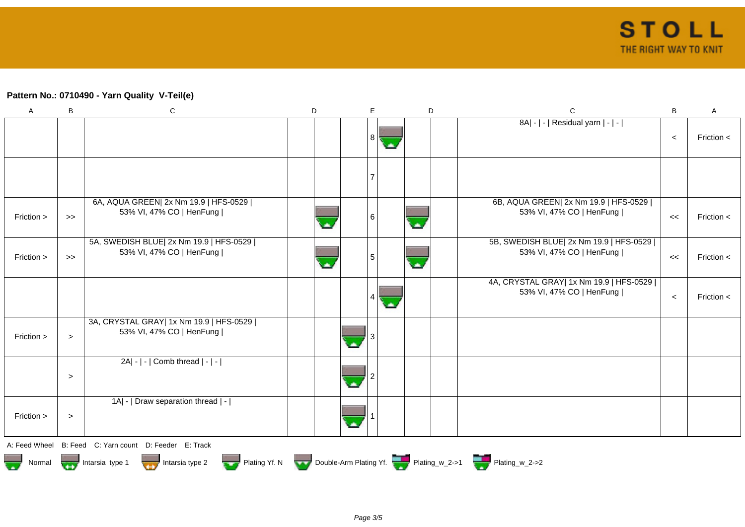**Pattern No.: 0710490 - Yarn Quality  V-Teil(e)**

| A | B | C | D | D | D | D | E | D | D | D | D | C | B | A |
|---|---|---|---|---|---|---|---|---|---|---|---|---|---|---|
| | | | | | | | 8 | | | | | 8A\| - \| - \| Residual yarn \| - \| - \| | < | Friction < |
| | | | | | | | 7 | | | | | | | |
| Friction > | >> | 6A, AQUA GREEN\| 2x Nm 19.9 \| HFS-0529 \| 53% VI, 47% CO \| HenFung \| | | | | | 6 | | | | | 6B, AQUA GREEN\| 2x Nm 19.9 \| HFS-0529 \| 53% VI, 47% CO \| HenFung \| | << | Friction < |
| Friction > | >> | 5A, SWEDISH BLUE\| 2x Nm 19.9 \| HFS-0529 \| 53% VI, 47% CO \| HenFung \| | | | | | 5 | | | | | 5B, SWEDISH BLUE\| 2x Nm 19.9 \| HFS-0529 \| 53% VI, 47% CO \| HenFung \| | << | Friction < |
| | | | | | | | 4 | | | | | 4A, CRYSTAL GRAY\| 1x Nm 19.9 \| HFS-0529 \| 53% VI, 47% CO \| HenFung \| | < | Friction < |
| Friction > | > | 3A, CRYSTAL GRAY\| 1x Nm 19.9 \| HFS-0529 \| 53% VI, 47% CO \| HenFung \| | | | | | 3 | | | | | | | |
| | > | 2A\| - \| - \| Comb thread \| - \| - \| | | | | | 2 | | | | | | | |
| Friction > | > | 1A\| - \| Draw separation thread \| - \| | | | | | 1 | | | | | | | |

A: Feed Wheel   B: Feed   C: Yarn count   D: Feeder   E: Track

Normal   Intarsia type 1   Intarsia type 2   Plating Yf. N   Double-Arm Plating Yf.   Plating_w_2->1   Plating_w_2->2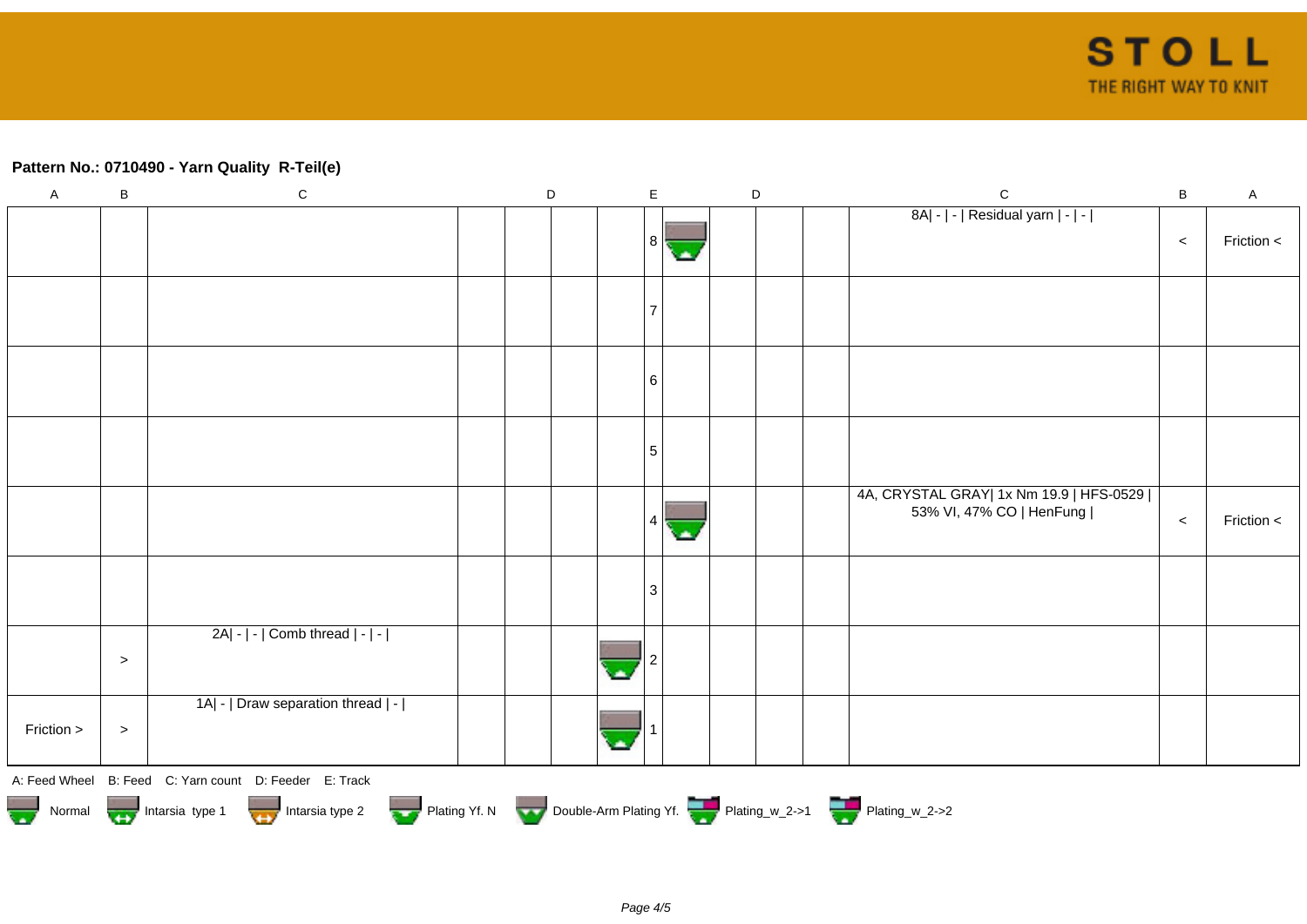**Pattern No.: 0710490 - Yarn Quality  R-Teil(e)**

| A | B | C | D | D | D | D | E | D | D | D | D | C | B | A |
|---|---|---|---|---|---|---|---|---|---|---|---|---|---|---|
| | | | | | | | 8 | | | | | 8A\| - \| - \| Residual yarn \| - \| - \| | < | Friction < |
| | | | | | | | 7 | | | | | | | |
| | | | | | | | 6 | | | | | | | |
| | | | | | | | 5 | | | | | | | |
| | | | | | | | 4 | | | | | 4A, CRYSTAL GRAY\| 1x Nm 19.9 \| HFS-0529 \| 53% VI, 47% CO \| HenFung \| | < | Friction < |
| | | | | | | | 3 | | | | | | | |
| | > | 2A\| - \| - \| Comb thread \| - \| - \| | | | | | 2 | | | | | | | |
| Friction > | > | 1A\| - \| Draw separation thread \| - \| | | | | | 1 | | | | | | | |

A: Feed Wheel   B: Feed   C: Yarn count   D: Feeder   E: Track

Normal   Intarsia type 1   Intarsia type 2   Plating Yf. N   Double-Arm Plating Yf.   Plating_w_2->1   Plating_w_2->2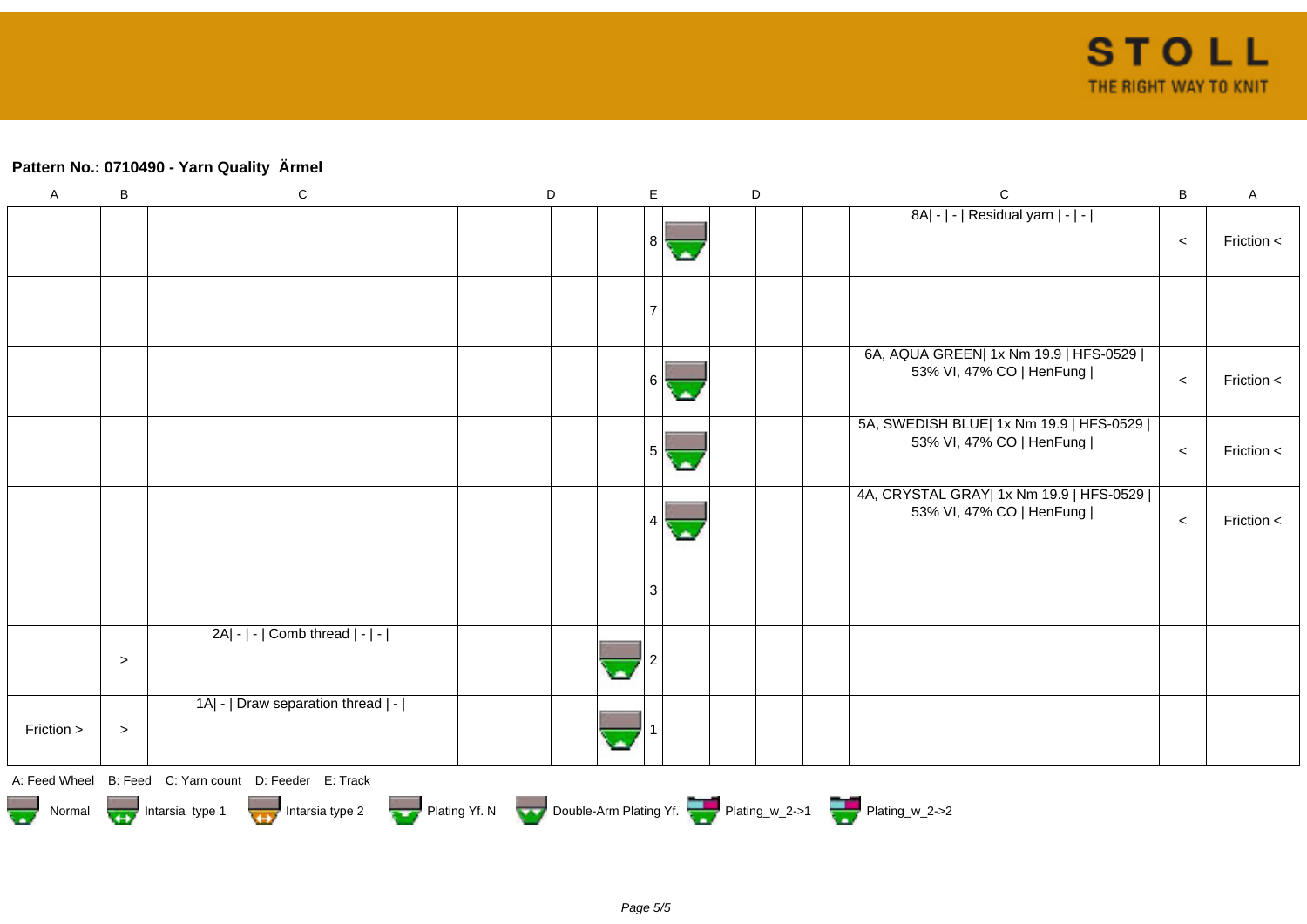**Pattern No.: 0710490 - Yarn Quality  Ärmel**

| A | B | C | D | D | D | D | E | D | D | D | D | C | B | A |
|---|---|---|---|---|---|---|---|---|---|---|---|---|---|---|
| | | | | | | | 8 | | | | | 8A\| - \| - \| Residual yarn \| - \| - \| | < | Friction < |
| | | | | | | | 7 | | | | | | | |
| | | | | | | | 6 | | | | | 6A, AQUA GREEN\| 1x Nm 19.9 \| HFS-0529 \| 53% VI, 47% CO \| HenFung \| | < | Friction < |
| | | | | | | | 5 | | | | | 5A, SWEDISH BLUE\| 1x Nm 19.9 \| HFS-0529 \| 53% VI, 47% CO \| HenFung \| | < | Friction < |
| | | | | | | | 4 | | | | | 4A, CRYSTAL GRAY\| 1x Nm 19.9 \| HFS-0529 \| 53% VI, 47% CO \| HenFung \| | < | Friction < |
| | | | | | | | 3 | | | | | | | |
| | > | 2A\| - \| - \| Comb thread \| - \| - \| | | | | | 2 | | | | | | | |
| Friction > | > | 1A\| - \| Draw separation thread \| - \| | | | | | 1 | | | | | | | |

A: Feed Wheel   B: Feed   C: Yarn count   D: Feeder   E: Track

Normal   Intarsia type 1   Intarsia type 2   Plating Yf. N   Double-Arm Plating Yf.   Plating_w_2->1   Plating_w_2->2